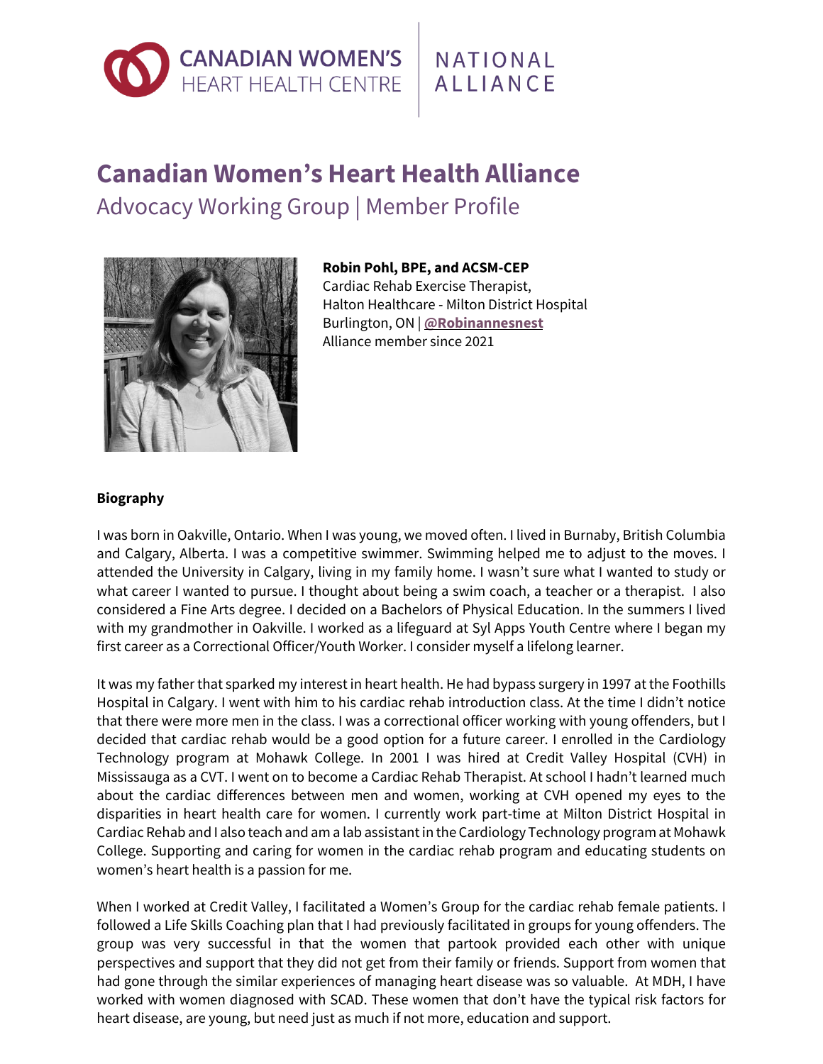CANADIAN WOMEN'S HEART HEALTH CENTRE | NATIONAL ALLIANCE

# Canadian Women's Heart Health Alliance

## Advocacy Working Group | Member Profile

**Robin Pohl, BPE, and ACSM-CEP**
Cardiac Rehab Exercise Therapist,
Halton Healthcare - Milton District Hospital
Burlington, ON | **@Robinannesnest**
Alliance member since 2021

**Biography**

I was born in Oakville, Ontario. When I was young, we moved often. I lived in Burnaby, British Columbia and Calgary, Alberta. I was a competitive swimmer. Swimming helped me to adjust to the moves. I attended the University in Calgary, living in my family home. I wasn't sure what I wanted to study or what career I wanted to pursue. I thought about being a swim coach, a teacher or a therapist. I also considered a Fine Arts degree. I decided on a Bachelors of Physical Education. In the summers I lived with my grandmother in Oakville. I worked as a lifeguard at Syl Apps Youth Centre where I began my first career as a Correctional Officer/Youth Worker. I consider myself a lifelong learner.

It was my father that sparked my interest in heart health. He had bypass surgery in 1997 at the Foothills Hospital in Calgary. I went with him to his cardiac rehab introduction class. At the time I didn't notice that there were more men in the class. I was a correctional officer working with young offenders, but I decided that cardiac rehab would be a good option for a future career. I enrolled in the Cardiology Technology program at Mohawk College. In 2001 I was hired at Credit Valley Hospital (CVH) in Mississauga as a CVT. I went on to become a Cardiac Rehab Therapist. At school I hadn't learned much about the cardiac differences between men and women, working at CVH opened my eyes to the disparities in heart health care for women. I currently work part-time at Milton District Hospital in Cardiac Rehab and I also teach and am a lab assistant in the Cardiology Technology program at Mohawk College. Supporting and caring for women in the cardiac rehab program and educating students on women's heart health is a passion for me.

When I worked at Credit Valley, I facilitated a Women's Group for the cardiac rehab female patients. I followed a Life Skills Coaching plan that I had previously facilitated in groups for young offenders. The group was very successful in that the women that partook provided each other with unique perspectives and support that they did not get from their family or friends. Support from women that had gone through the similar experiences of managing heart disease was so valuable. At MDH, I have worked with women diagnosed with SCAD. These women that don't have the typical risk factors for heart disease, are young, but need just as much if not more, education and support.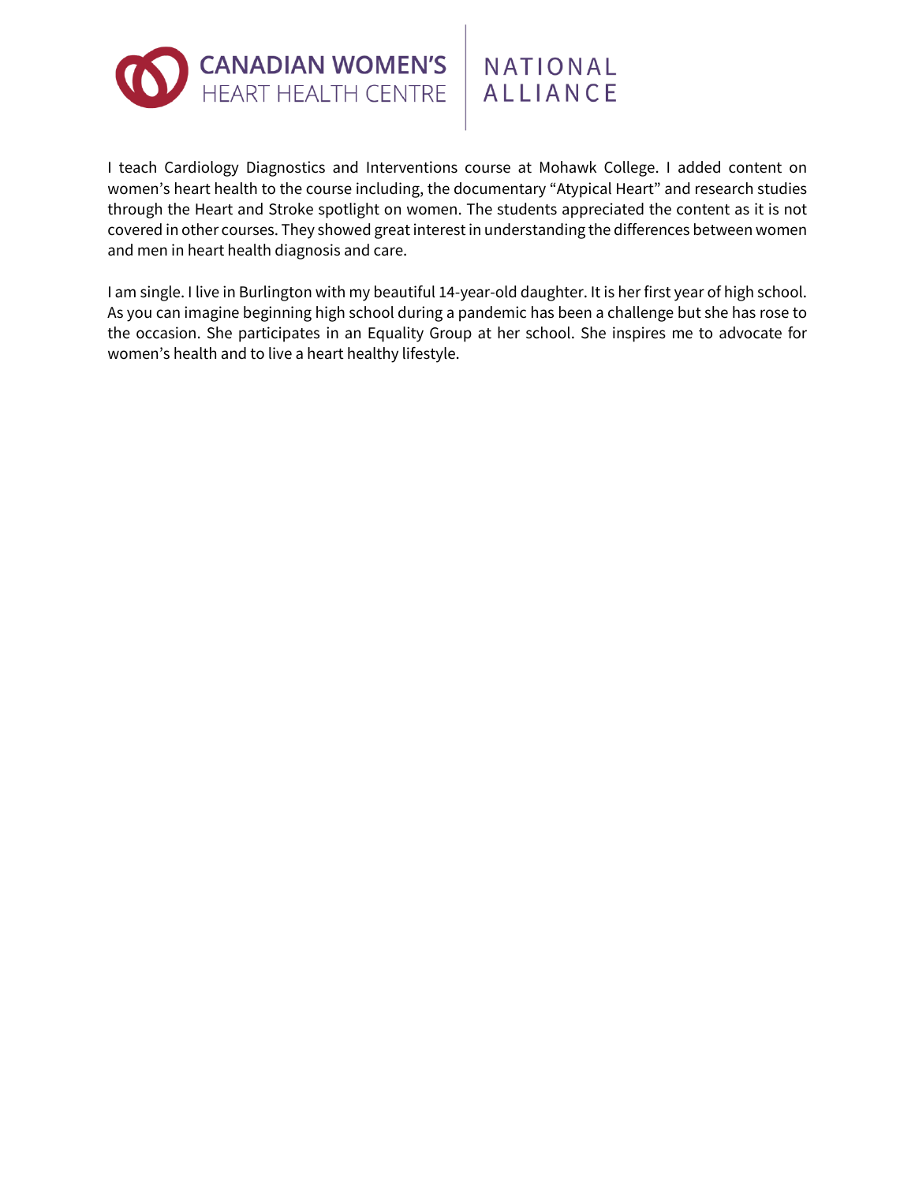I teach Cardiology Diagnostics and Interventions course at Mohawk College. I added content on women's heart health to the course including, the documentary "Atypical Heart" and research studies through the Heart and Stroke spotlight on women. The students appreciated the content as it is not covered in other courses. They showed great interest in understanding the differences between women and men in heart health diagnosis and care.

I am single. I live in Burlington with my beautiful 14-year-old daughter. It is her first year of high school. As you can imagine beginning high school during a pandemic has been a challenge but she has rose to the occasion. She participates in an Equality Group at her school. She inspires me to advocate for women's health and to live a heart healthy lifestyle.